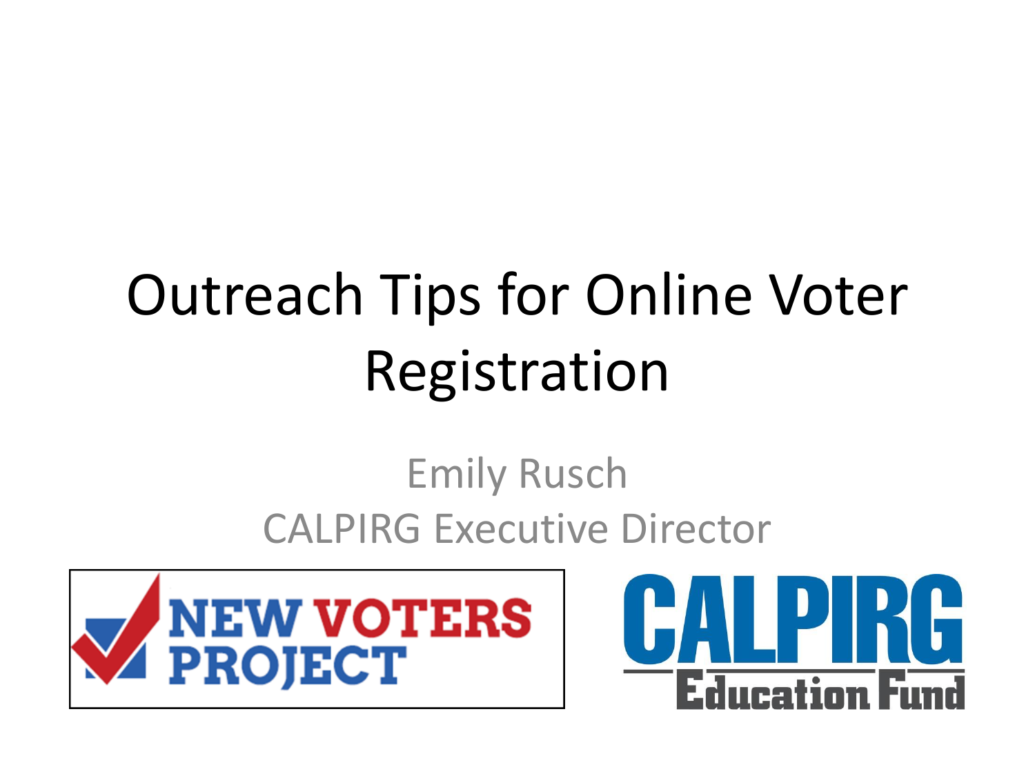# Outreach Tips for Online Voter Registration

Emily Rusch

CALPIRG Executive Director

NEW VOTERS PROJECT

CALPIRG Education Fund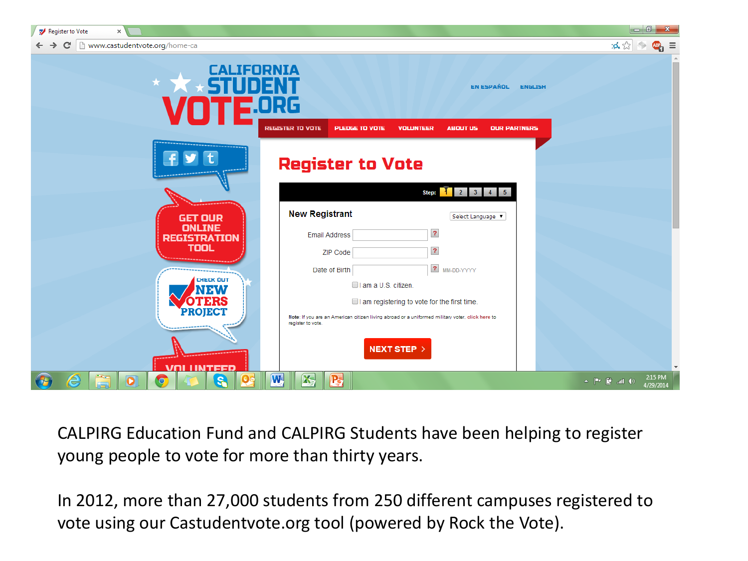CALPIRG Education Fund and CALPIRG Students have been helping to register young people to vote for more than thirty years.

In 2012, more than 27,000 students from 250 different campuses registered to vote using our Castudentvote.org tool (powered by Rock the Vote).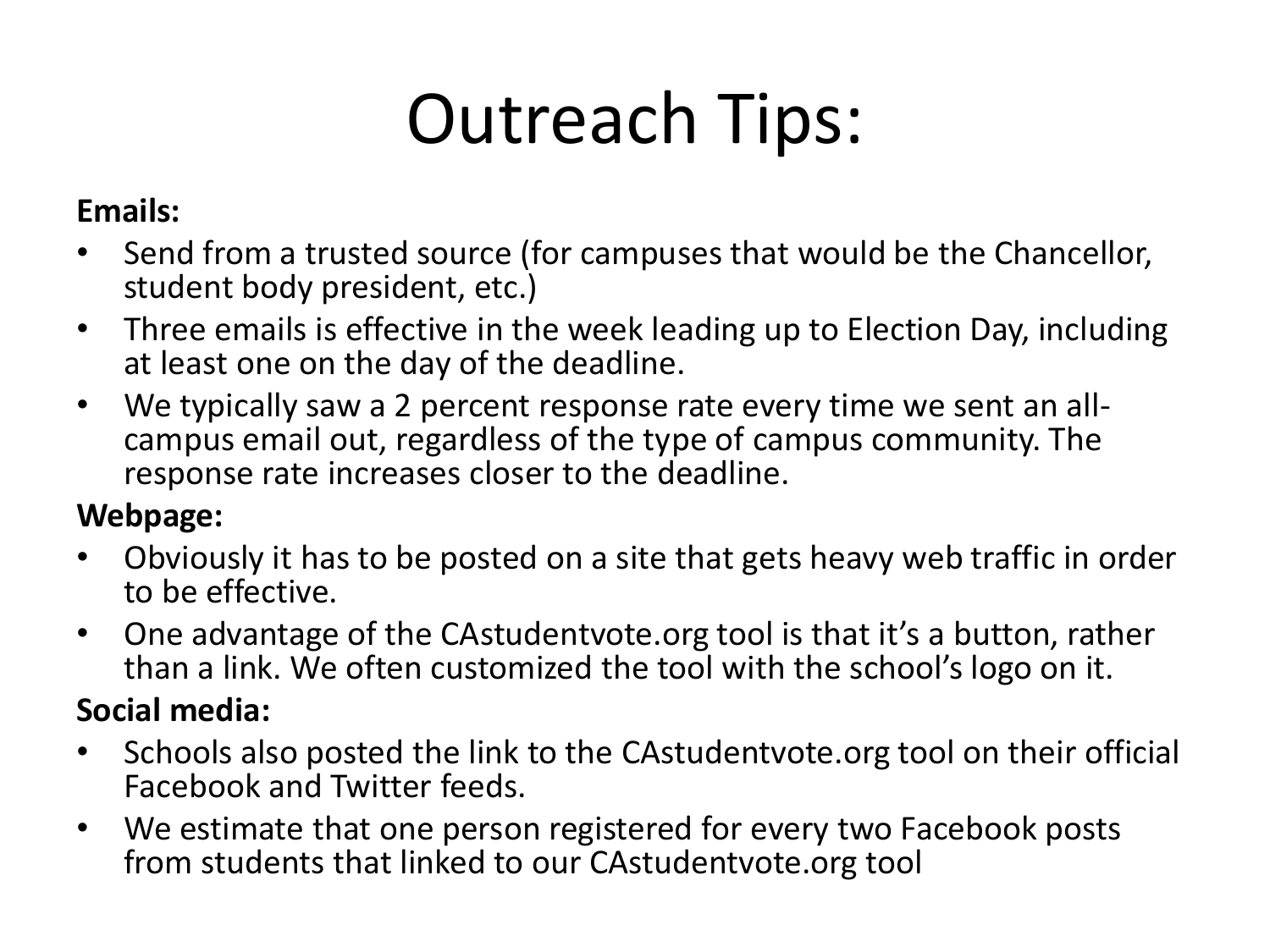# Outreach Tips:

**Emails:**

- Send from a trusted source (for campuses that would be the Chancellor, student body president, etc.)
- Three emails is effective in the week leading up to Election Day, including at least one on the day of the deadline.
- We typically saw a 2 percent response rate every time we sent an all-campus email out, regardless of the type of campus community. The response rate increases closer to the deadline.

**Webpage:**

- Obviously it has to be posted on a site that gets heavy web traffic in order to be effective.
- One advantage of the CAstudentvote.org tool is that it's a button, rather than a link. We often customized the tool with the school's logo on it.

**Social media:**

- Schools also posted the link to the CAstudentvote.org tool on their official Facebook and Twitter feeds.
- We estimate that one person registered for every two Facebook posts from students that linked to our CAstudentvote.org tool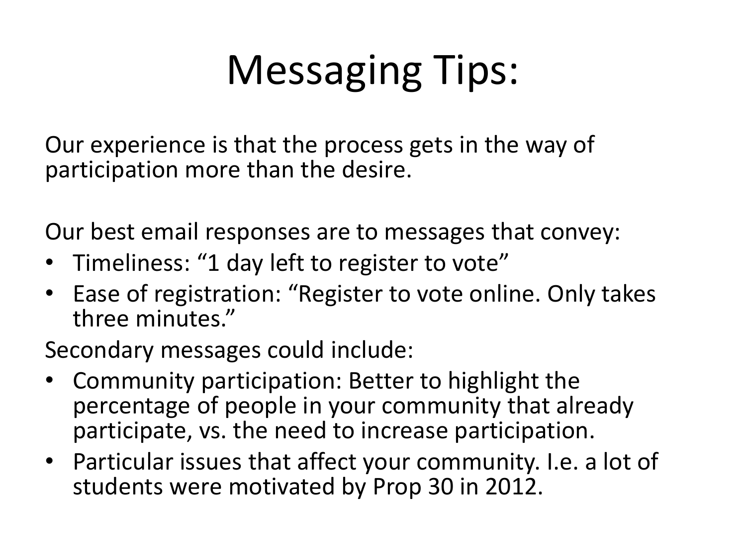# Messaging Tips:

Our experience is that the process gets in the way of participation more than the desire.

Our best email responses are to messages that convey:

- Timeliness: “1 day left to register to vote”
- Ease of registration: “Register to vote online. Only takes three minutes.”

Secondary messages could include:

- Community participation: Better to highlight the percentage of people in your community that already participate, vs. the need to increase participation.
- Particular issues that affect your community. I.e. a lot of students were motivated by Prop 30 in 2012.